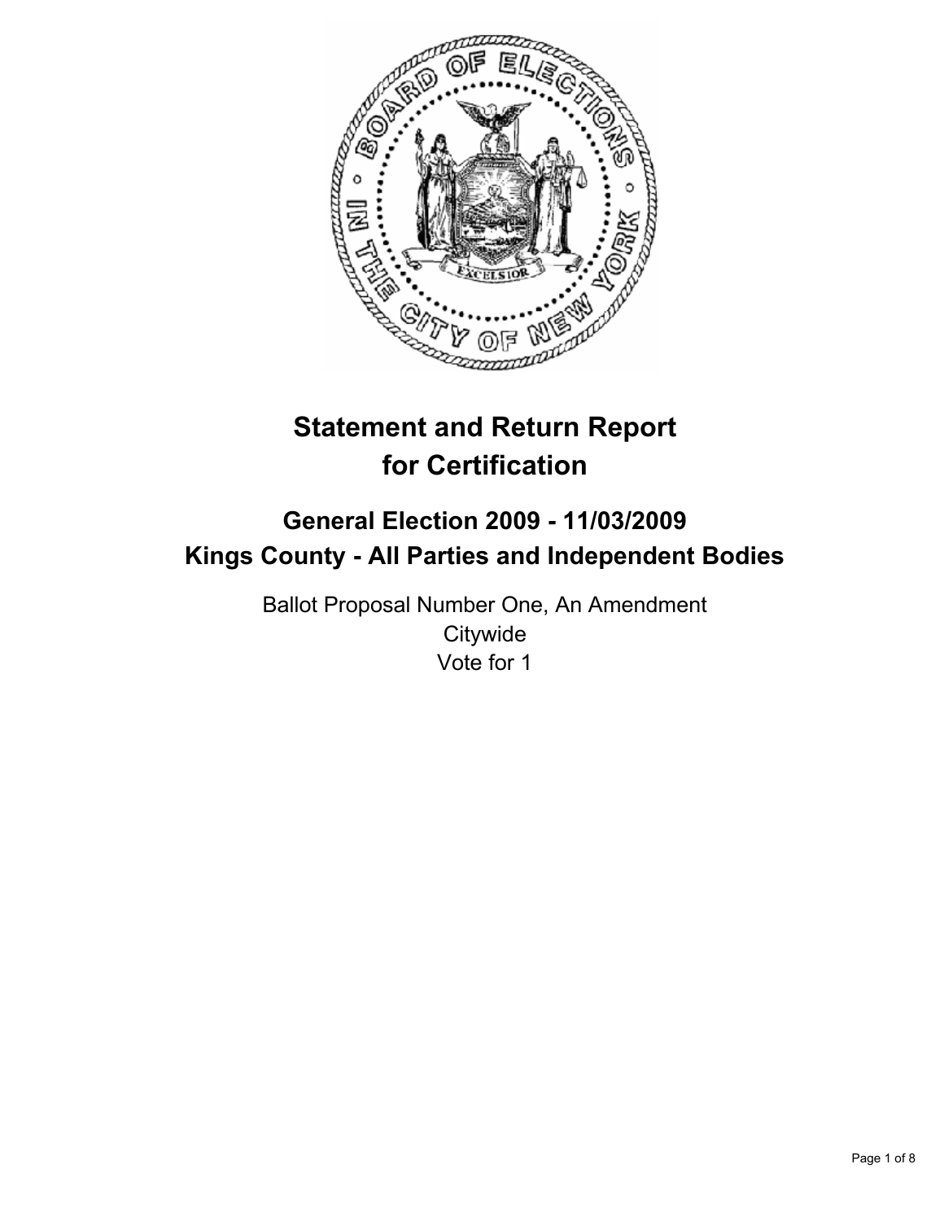# Statement and Return Report for Certification

## General Election 2009 - 11/03/2009
## Kings County - All Parties and Independent Bodies

Ballot Proposal Number One, An Amendment
Citywide
Vote for 1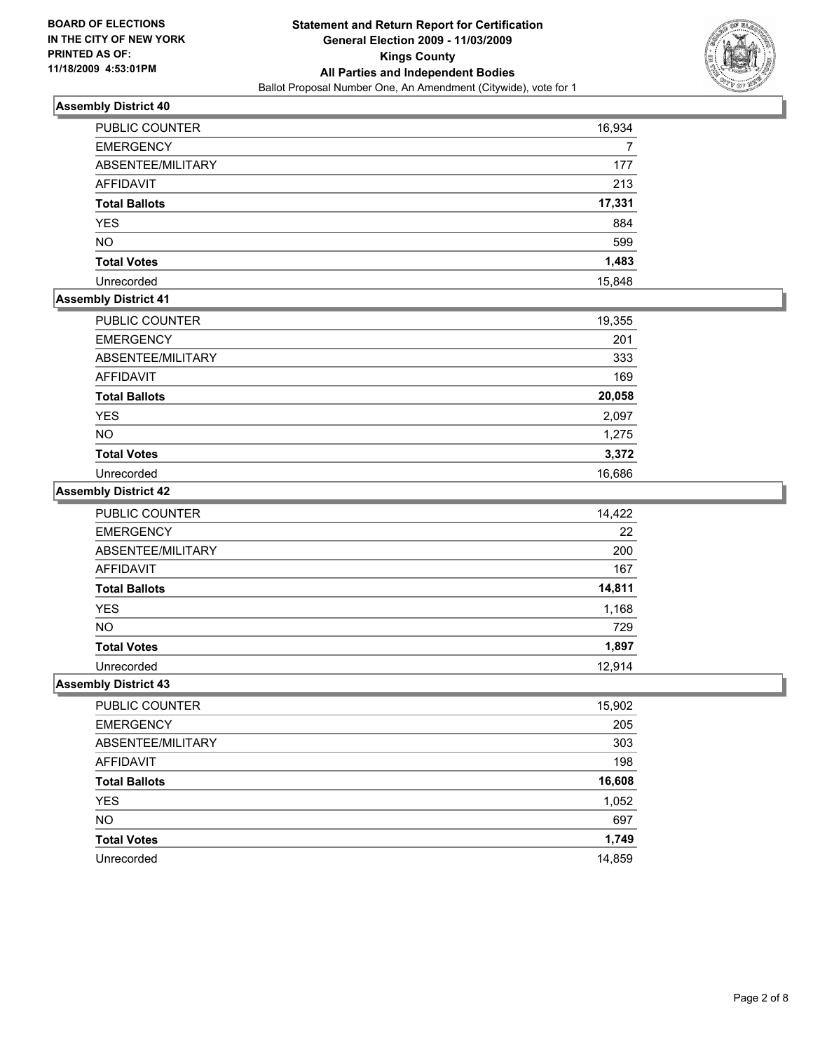**BOARD OF ELECTIONS IN THE CITY OF NEW YORK PRINTED AS OF: 11/18/2009 4:53:01PM**

# Statement and Return Report for Certification General Election 2009 - 11/03/2009 Kings County All Parties and Independent Bodies

Ballot Proposal Number One, An Amendment (Citywide), vote for 1

## Assembly District 40

| | |
|---|---|
| PUBLIC COUNTER | 16,934 |
| EMERGENCY | 7 |
| ABSENTEE/MILITARY | 177 |
| AFFIDAVIT | 213 |
| **Total Ballots** | **17,331** |
| YES | 884 |
| NO | 599 |
| **Total Votes** | **1,483** |
| Unrecorded | 15,848 |

## Assembly District 41

| | |
|---|---|
| PUBLIC COUNTER | 19,355 |
| EMERGENCY | 201 |
| ABSENTEE/MILITARY | 333 |
| AFFIDAVIT | 169 |
| **Total Ballots** | **20,058** |
| YES | 2,097 |
| NO | 1,275 |
| **Total Votes** | **3,372** |
| Unrecorded | 16,686 |

## Assembly District 42

| | |
|---|---|
| PUBLIC COUNTER | 14,422 |
| EMERGENCY | 22 |
| ABSENTEE/MILITARY | 200 |
| AFFIDAVIT | 167 |
| **Total Ballots** | **14,811** |
| YES | 1,168 |
| NO | 729 |
| **Total Votes** | **1,897** |
| Unrecorded | 12,914 |

## Assembly District 43

| | |
|---|---|
| PUBLIC COUNTER | 15,902 |
| EMERGENCY | 205 |
| ABSENTEE/MILITARY | 303 |
| AFFIDAVIT | 198 |
| **Total Ballots** | **16,608** |
| YES | 1,052 |
| NO | 697 |
| **Total Votes** | **1,749** |
| Unrecorded | 14,859 |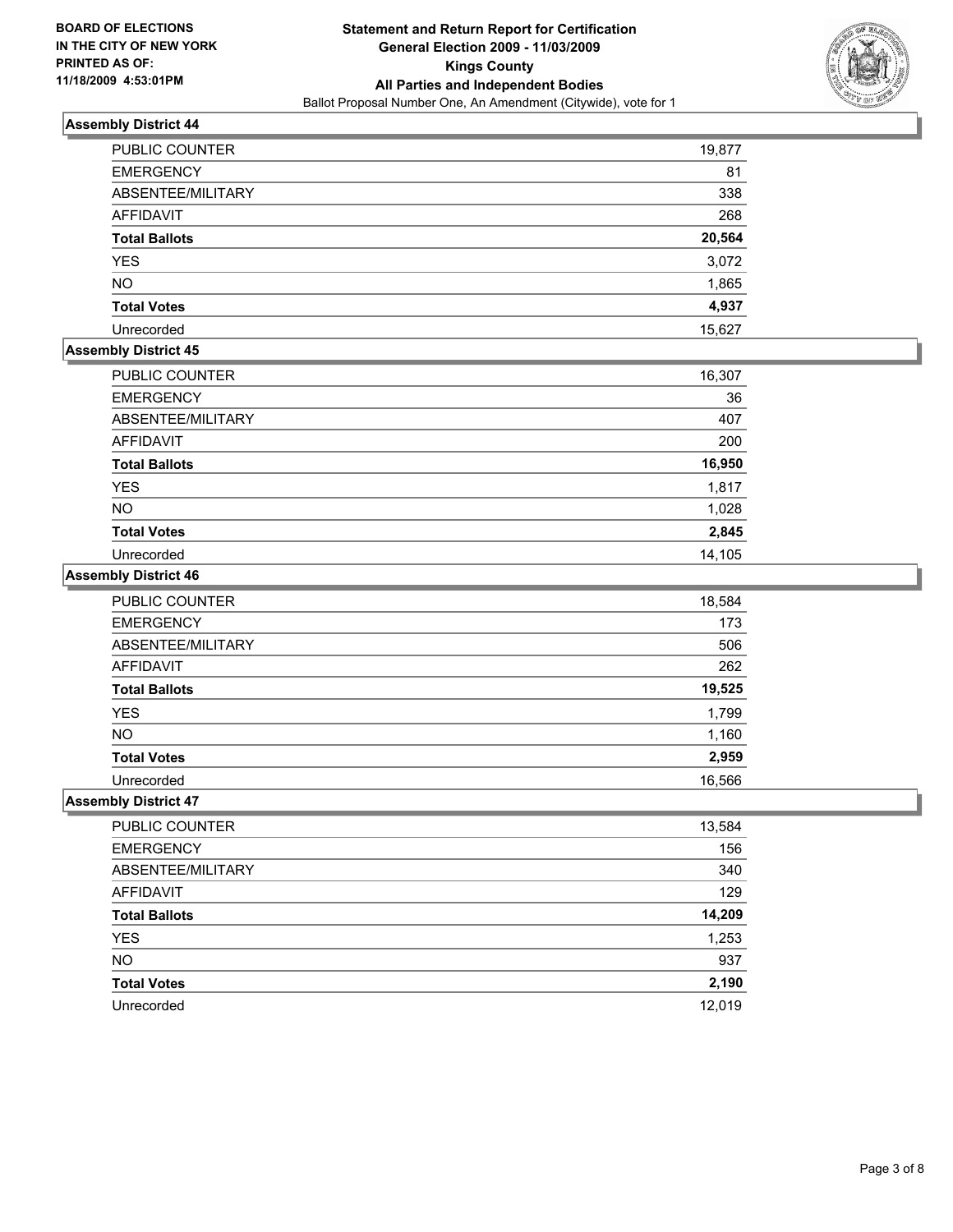## Assembly District 44

| | |
|---|---|
| PUBLIC COUNTER | 19,877 |
| EMERGENCY | 81 |
| ABSENTEE/MILITARY | 338 |
| AFFIDAVIT | 268 |
| **Total Ballots** | **20,564** |
| YES | 3,072 |
| NO | 1,865 |
| **Total Votes** | **4,937** |
| Unrecorded | 15,627 |

## Assembly District 45

| | |
|---|---|
| PUBLIC COUNTER | 16,307 |
| EMERGENCY | 36 |
| ABSENTEE/MILITARY | 407 |
| AFFIDAVIT | 200 |
| **Total Ballots** | **16,950** |
| YES | 1,817 |
| NO | 1,028 |
| **Total Votes** | **2,845** |
| Unrecorded | 14,105 |

## Assembly District 46

| | |
|---|---|
| PUBLIC COUNTER | 18,584 |
| EMERGENCY | 173 |
| ABSENTEE/MILITARY | 506 |
| AFFIDAVIT | 262 |
| **Total Ballots** | **19,525** |
| YES | 1,799 |
| NO | 1,160 |
| **Total Votes** | **2,959** |
| Unrecorded | 16,566 |

## Assembly District 47

| | |
|---|---|
| PUBLIC COUNTER | 13,584 |
| EMERGENCY | 156 |
| ABSENTEE/MILITARY | 340 |
| AFFIDAVIT | 129 |
| **Total Ballots** | **14,209** |
| YES | 1,253 |
| NO | 937 |
| **Total Votes** | **2,190** |
| Unrecorded | 12,019 |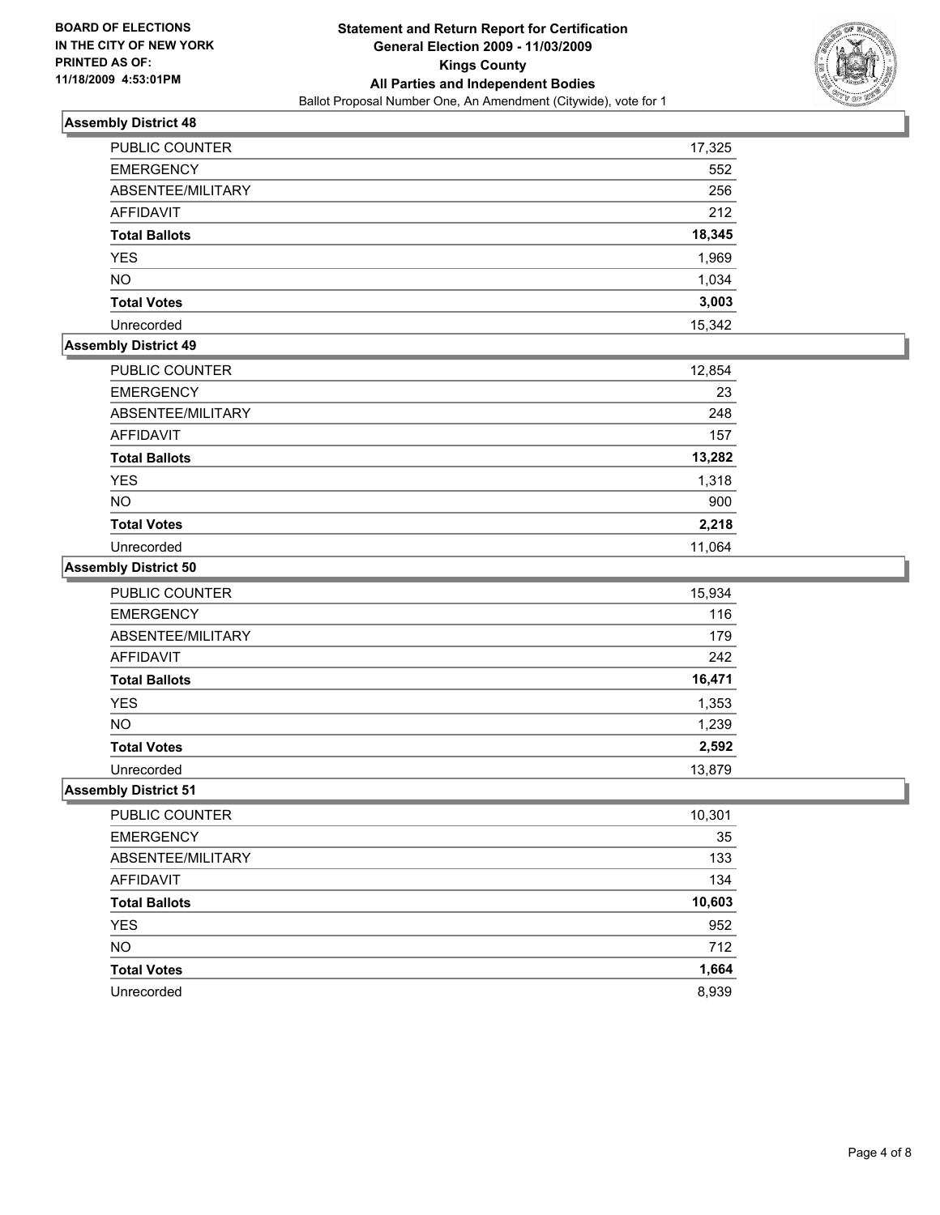**BOARD OF ELECTIONS IN THE CITY OF NEW YORK PRINTED AS OF: 11/18/2009 4:53:01PM**

# Statement and Return Report for Certification
## General Election 2009 - 11/03/2009
## Kings County
## All Parties and Independent Bodies
Ballot Proposal Number One, An Amendment (Citywide), vote for 1

### Assembly District 48

| | |
|---|---|
| PUBLIC COUNTER | 17,325 |
| EMERGENCY | 552 |
| ABSENTEE/MILITARY | 256 |
| AFFIDAVIT | 212 |
| **Total Ballots** | **18,345** |
| YES | 1,969 |
| NO | 1,034 |
| **Total Votes** | **3,003** |
| Unrecorded | 15,342 |

### Assembly District 49

| | |
|---|---|
| PUBLIC COUNTER | 12,854 |
| EMERGENCY | 23 |
| ABSENTEE/MILITARY | 248 |
| AFFIDAVIT | 157 |
| **Total Ballots** | **13,282** |
| YES | 1,318 |
| NO | 900 |
| **Total Votes** | **2,218** |
| Unrecorded | 11,064 |

### Assembly District 50

| | |
|---|---|
| PUBLIC COUNTER | 15,934 |
| EMERGENCY | 116 |
| ABSENTEE/MILITARY | 179 |
| AFFIDAVIT | 242 |
| **Total Ballots** | **16,471** |
| YES | 1,353 |
| NO | 1,239 |
| **Total Votes** | **2,592** |
| Unrecorded | 13,879 |

### Assembly District 51

| | |
|---|---|
| PUBLIC COUNTER | 10,301 |
| EMERGENCY | 35 |
| ABSENTEE/MILITARY | 133 |
| AFFIDAVIT | 134 |
| **Total Ballots** | **10,603** |
| YES | 952 |
| NO | 712 |
| **Total Votes** | **1,664** |
| Unrecorded | 8,939 |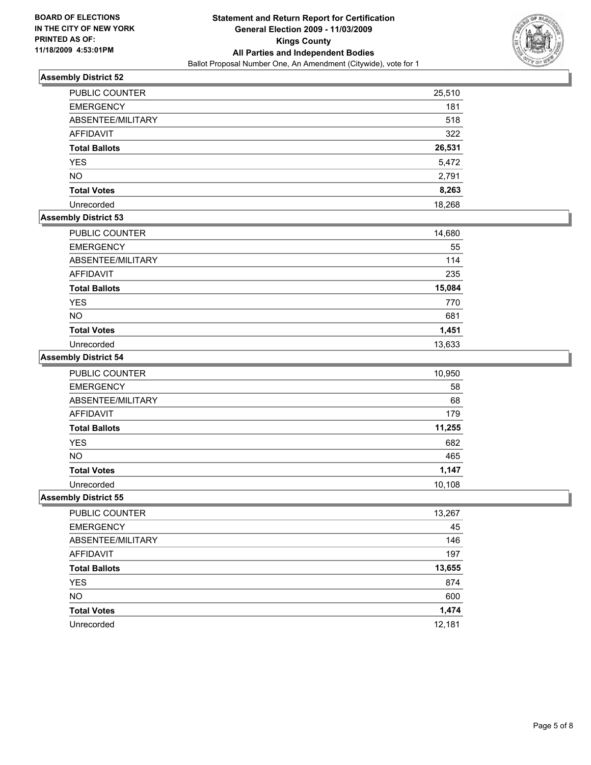**BOARD OF ELECTIONS IN THE CITY OF NEW YORK PRINTED AS OF: 11/18/2009 4:53:01PM**

# Statement and Return Report for Certification
## General Election 2009 - 11/03/2009
## Kings County
## All Parties and Independent Bodies
Ballot Proposal Number One, An Amendment (Citywide), vote for 1

### Assembly District 52

| | |
|---|---|
| PUBLIC COUNTER | 25,510 |
| EMERGENCY | 181 |
| ABSENTEE/MILITARY | 518 |
| AFFIDAVIT | 322 |
| **Total Ballots** | **26,531** |
| YES | 5,472 |
| NO | 2,791 |
| **Total Votes** | **8,263** |
| Unrecorded | 18,268 |

### Assembly District 53

| | |
|---|---|
| PUBLIC COUNTER | 14,680 |
| EMERGENCY | 55 |
| ABSENTEE/MILITARY | 114 |
| AFFIDAVIT | 235 |
| **Total Ballots** | **15,084** |
| YES | 770 |
| NO | 681 |
| **Total Votes** | **1,451** |
| Unrecorded | 13,633 |

### Assembly District 54

| | |
|---|---|
| PUBLIC COUNTER | 10,950 |
| EMERGENCY | 58 |
| ABSENTEE/MILITARY | 68 |
| AFFIDAVIT | 179 |
| **Total Ballots** | **11,255** |
| YES | 682 |
| NO | 465 |
| **Total Votes** | **1,147** |
| Unrecorded | 10,108 |

### Assembly District 55

| | |
|---|---|
| PUBLIC COUNTER | 13,267 |
| EMERGENCY | 45 |
| ABSENTEE/MILITARY | 146 |
| AFFIDAVIT | 197 |
| **Total Ballots** | **13,655** |
| YES | 874 |
| NO | 600 |
| **Total Votes** | **1,474** |
| Unrecorded | 12,181 |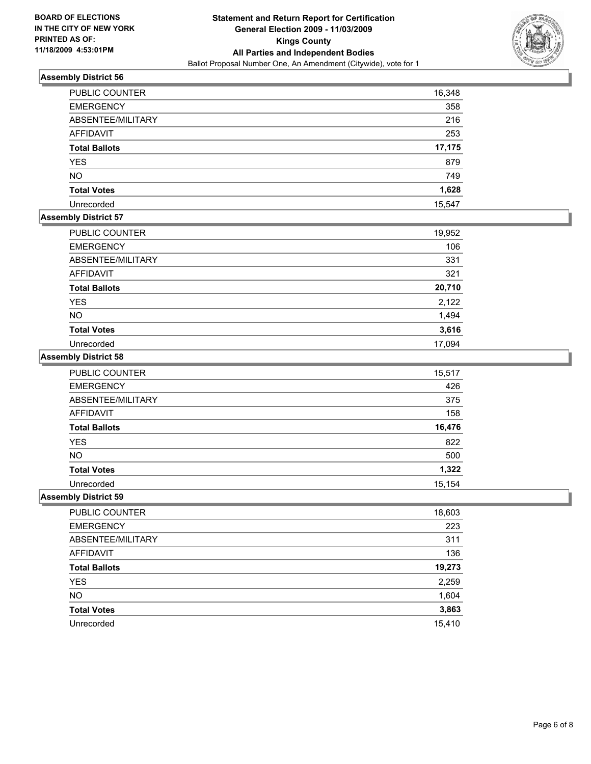**BOARD OF ELECTIONS IN THE CITY OF NEW YORK PRINTED AS OF: 11/18/2009 4:53:01PM**

**Statement and Return Report for Certification General Election 2009 - 11/03/2009 Kings County All Parties and Independent Bodies**

Ballot Proposal Number One, An Amendment (Citywide), vote for 1

## Assembly District 56

| | |
|---|---|
| PUBLIC COUNTER | 16,348 |
| EMERGENCY | 358 |
| ABSENTEE/MILITARY | 216 |
| AFFIDAVIT | 253 |
| **Total Ballots** | **17,175** |
| YES | 879 |
| NO | 749 |
| **Total Votes** | **1,628** |
| Unrecorded | 15,547 |

## Assembly District 57

| | |
|---|---|
| PUBLIC COUNTER | 19,952 |
| EMERGENCY | 106 |
| ABSENTEE/MILITARY | 331 |
| AFFIDAVIT | 321 |
| **Total Ballots** | **20,710** |
| YES | 2,122 |
| NO | 1,494 |
| **Total Votes** | **3,616** |
| Unrecorded | 17,094 |

## Assembly District 58

| | |
|---|---|
| PUBLIC COUNTER | 15,517 |
| EMERGENCY | 426 |
| ABSENTEE/MILITARY | 375 |
| AFFIDAVIT | 158 |
| **Total Ballots** | **16,476** |
| YES | 822 |
| NO | 500 |
| **Total Votes** | **1,322** |
| Unrecorded | 15,154 |

## Assembly District 59

| | |
|---|---|
| PUBLIC COUNTER | 18,603 |
| EMERGENCY | 223 |
| ABSENTEE/MILITARY | 311 |
| AFFIDAVIT | 136 |
| **Total Ballots** | **19,273** |
| YES | 2,259 |
| NO | 1,604 |
| **Total Votes** | **3,863** |
| Unrecorded | 15,410 |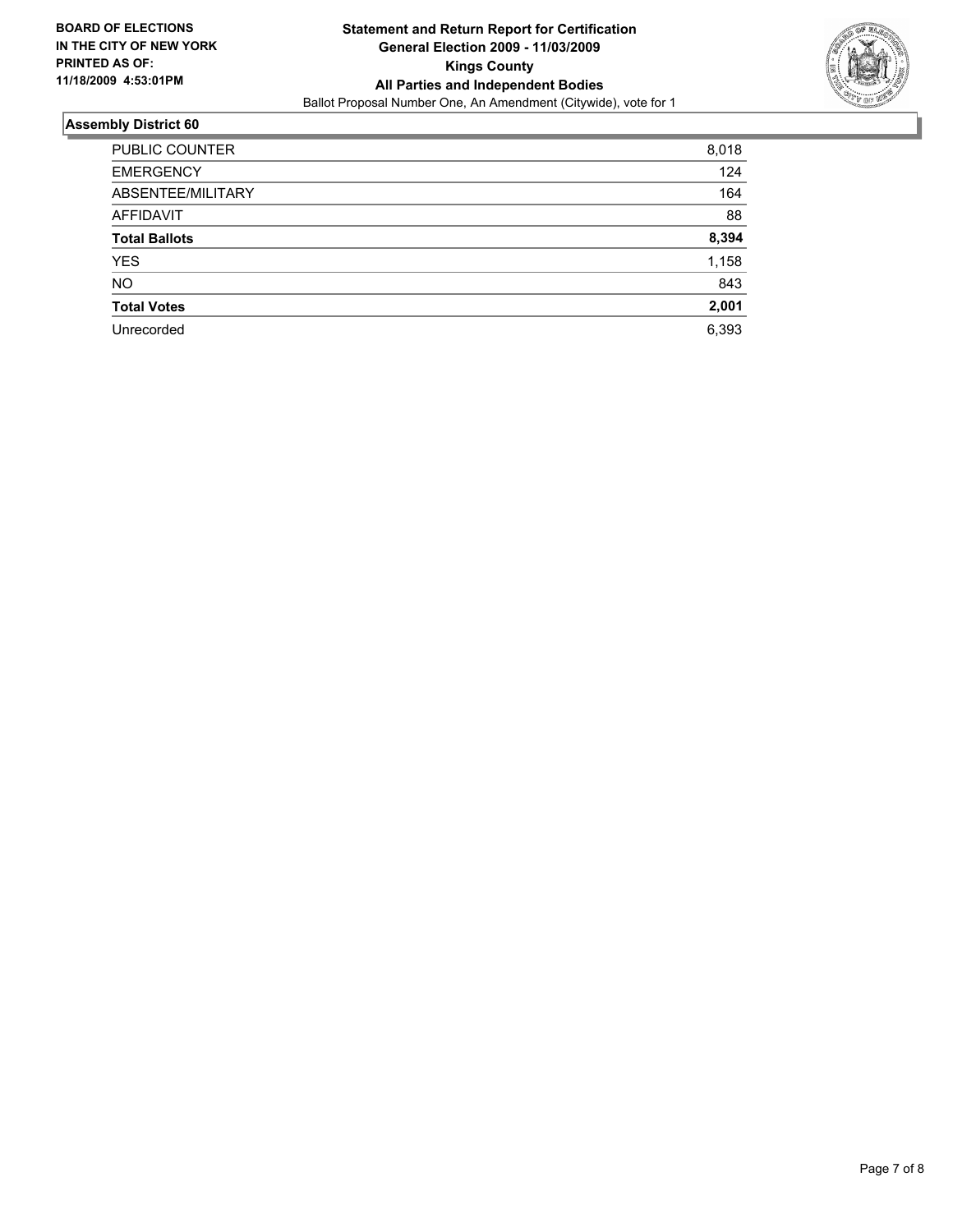**BOARD OF ELECTIONS IN THE CITY OF NEW YORK PRINTED AS OF: 11/18/2009 4:53:01PM**

**Statement and Return Report for Certification**
**General Election 2009 - 11/03/2009**
**Kings County**
**All Parties and Independent Bodies**
Ballot Proposal Number One, An Amendment (Citywide), vote for 1

## Assembly District 60

| | |
|---|---|
| PUBLIC COUNTER | 8,018 |
| EMERGENCY | 124 |
| ABSENTEE/MILITARY | 164 |
| AFFIDAVIT | 88 |
| **Total Ballots** | **8,394** |
| YES | 1,158 |
| NO | 843 |
| **Total Votes** | **2,001** |
| Unrecorded | 6,393 |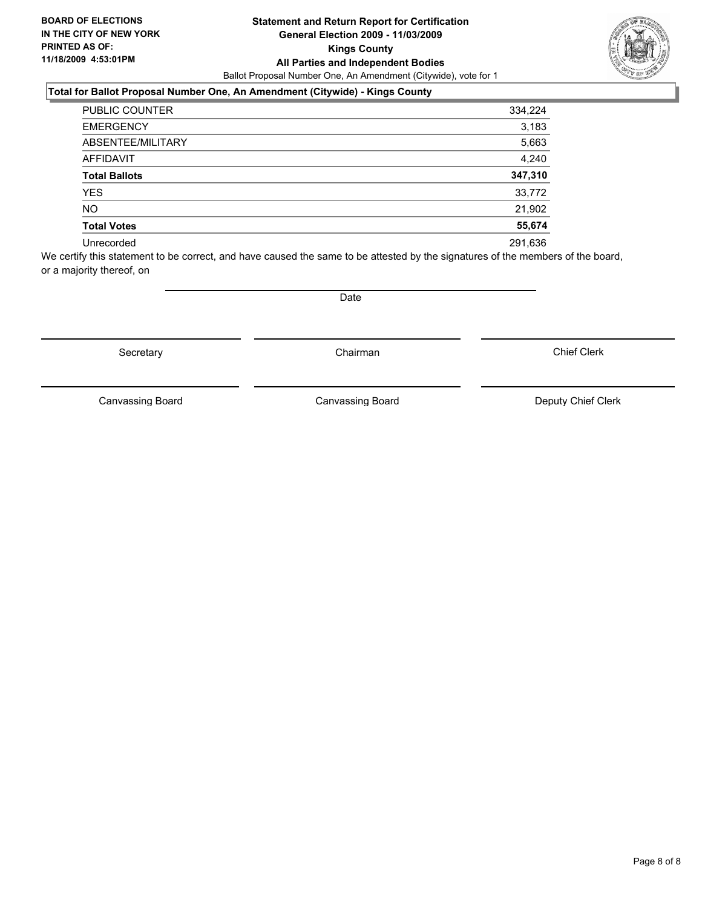**BOARD OF ELECTIONS IN THE CITY OF NEW YORK PRINTED AS OF: 11/18/2009 4:53:01PM**

**Statement and Return Report for Certification**
**General Election 2009 - 11/03/2009**
**Kings County**
**All Parties and Independent Bodies**

Ballot Proposal Number One, An Amendment (Citywide), vote for 1

**Total for Ballot Proposal Number One, An Amendment (Citywide) - Kings County**

| | |
|---|---|
| PUBLIC COUNTER | 334,224 |
| EMERGENCY | 3,183 |
| ABSENTEE/MILITARY | 5,663 |
| AFFIDAVIT | 4,240 |
| **Total Ballots** | **347,310** |
| YES | 33,772 |
| NO | 21,902 |
| **Total Votes** | **55,674** |
| Unrecorded | 291,636 |

We certify this statement to be correct, and have caused the same to be attested by the signatures of the members of the board, or a majority thereof, on

Date

Secretary | Chairman | Chief Clerk

Canvassing Board | Canvassing Board | Deputy Chief Clerk